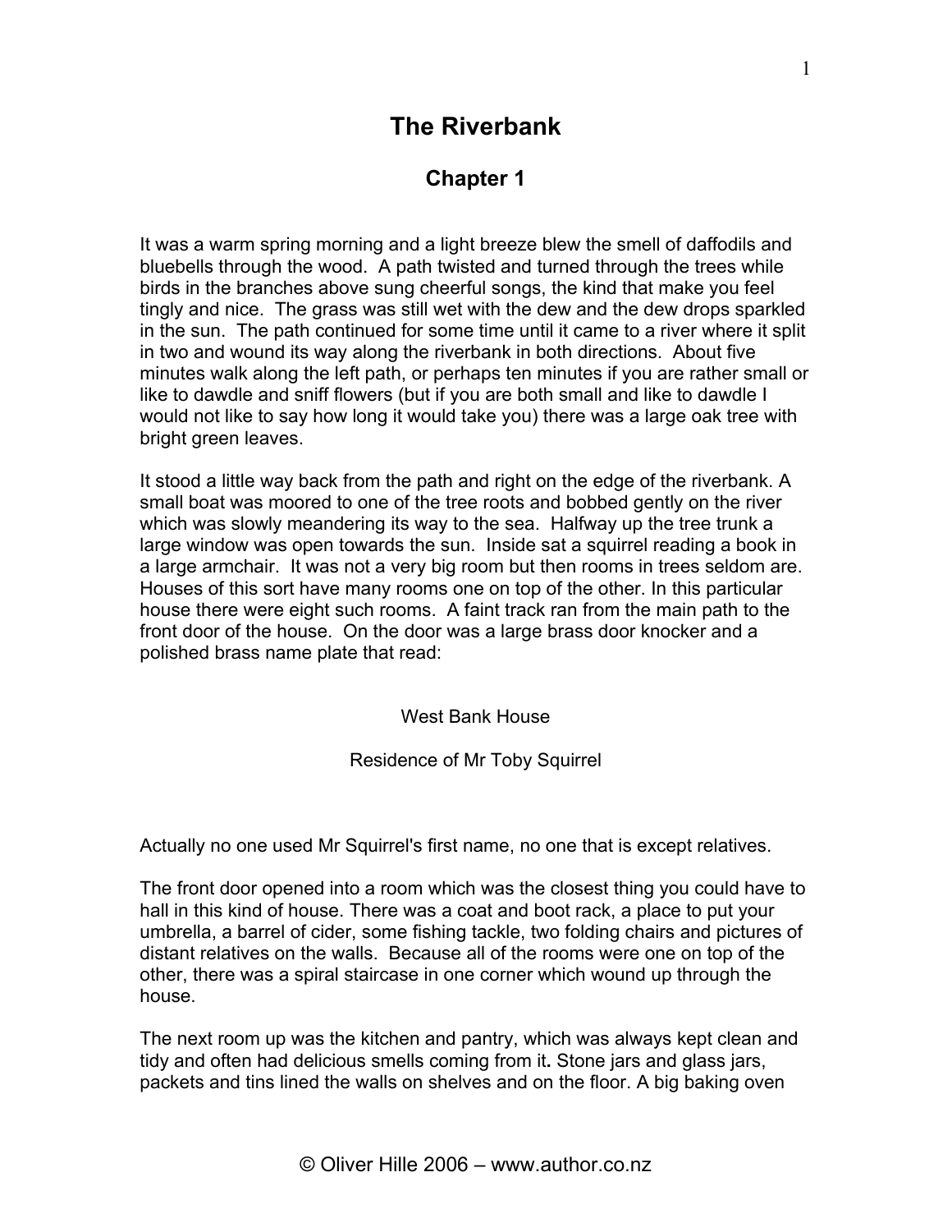# The Riverbank

## Chapter 1

It was a warm spring morning and a light breeze blew the smell of daffodils and bluebells through the wood. A path twisted and turned through the trees while birds in the branches above sung cheerful songs, the kind that make you feel tingly and nice. The grass was still wet with the dew and the dew drops sparkled in the sun. The path continued for some time until it came to a river where it split in two and wound its way along the riverbank in both directions. About five minutes walk along the left path, or perhaps ten minutes if you are rather small or like to dawdle and sniff flowers (but if you are both small and like to dawdle I would not like to say how long it would take you) there was a large oak tree with bright green leaves.

It stood a little way back from the path and right on the edge of the riverbank. A small boat was moored to one of the tree roots and bobbed gently on the river which was slowly meandering its way to the sea. Halfway up the tree trunk a large window was open towards the sun. Inside sat a squirrel reading a book in a large armchair. It was not a very big room but then rooms in trees seldom are. Houses of this sort have many rooms one on top of the other. In this particular house there were eight such rooms. A faint track ran from the main path to the front door of the house. On the door was a large brass door knocker and a polished brass name plate that read:

West Bank House

Residence of Mr Toby Squirrel

Actually no one used Mr Squirrel's first name, no one that is except relatives.

The front door opened into a room which was the closest thing you could have to hall in this kind of house. There was a coat and boot rack, a place to put your umbrella, a barrel of cider, some fishing tackle, two folding chairs and pictures of distant relatives on the walls. Because all of the rooms were one on top of the other, there was a spiral staircase in one corner which wound up through the house.

The next room up was the kitchen and pantry, which was always kept clean and tidy and often had delicious smells coming from it. Stone jars and glass jars, packets and tins lined the walls on shelves and on the floor. A big baking oven

© Oliver Hille 2006 – www.author.co.nz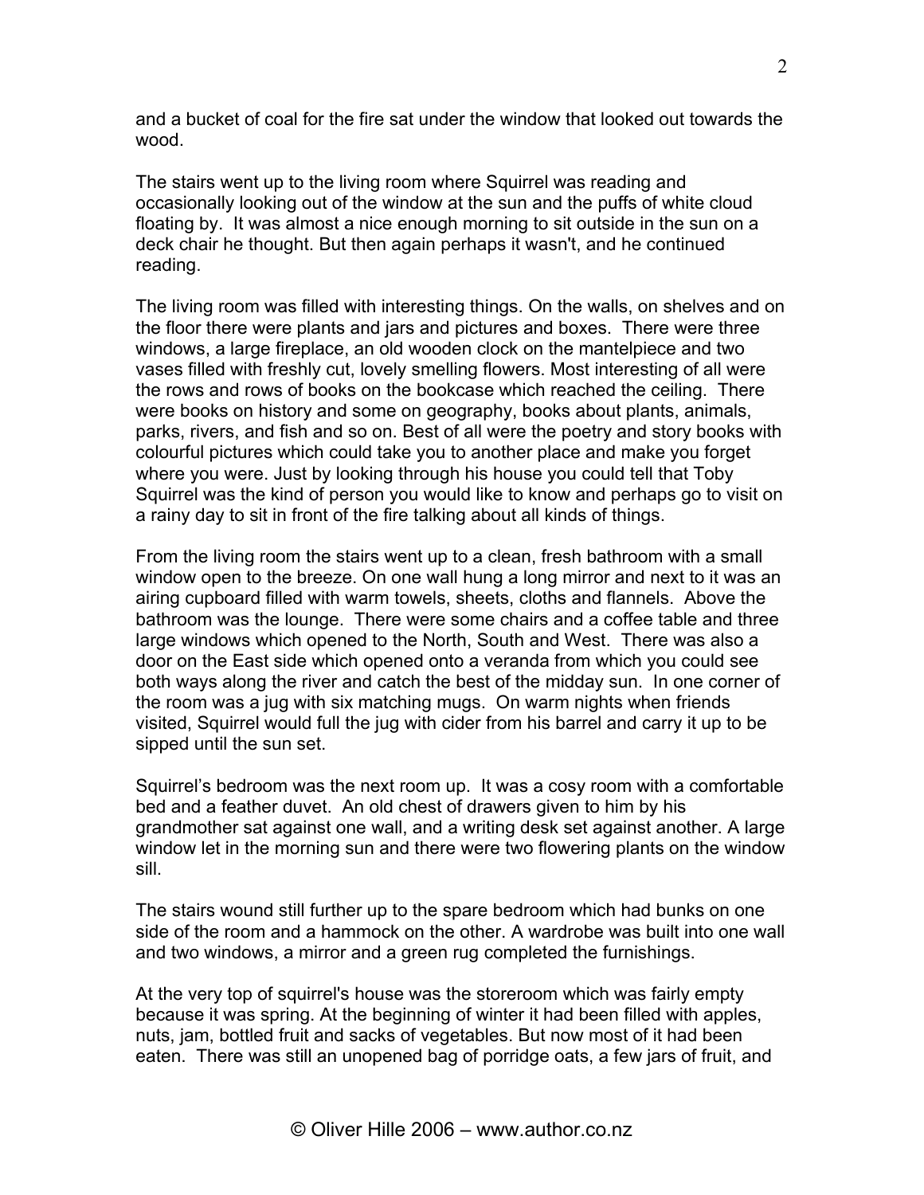and a bucket of coal for the fire sat under the window that looked out towards the wood.

The stairs went up to the living room where Squirrel was reading and occasionally looking out of the window at the sun and the puffs of white cloud floating by. It was almost a nice enough morning to sit outside in the sun on a deck chair he thought. But then again perhaps it wasn't, and he continued reading.

The living room was filled with interesting things. On the walls, on shelves and on the floor there were plants and jars and pictures and boxes. There were three windows, a large fireplace, an old wooden clock on the mantelpiece and two vases filled with freshly cut, lovely smelling flowers. Most interesting of all were the rows and rows of books on the bookcase which reached the ceiling. There were books on history and some on geography, books about plants, animals, parks, rivers, and fish and so on. Best of all were the poetry and story books with colourful pictures which could take you to another place and make you forget where you were. Just by looking through his house you could tell that Toby Squirrel was the kind of person you would like to know and perhaps go to visit on a rainy day to sit in front of the fire talking about all kinds of things.

From the living room the stairs went up to a clean, fresh bathroom with a small window open to the breeze. On one wall hung a long mirror and next to it was an airing cupboard filled with warm towels, sheets, cloths and flannels. Above the bathroom was the lounge. There were some chairs and a coffee table and three large windows which opened to the North, South and West. There was also a door on the East side which opened onto a veranda from which you could see both ways along the river and catch the best of the midday sun. In one corner of the room was a jug with six matching mugs. On warm nights when friends visited, Squirrel would full the jug with cider from his barrel and carry it up to be sipped until the sun set.

Squirrel's bedroom was the next room up. It was a cosy room with a comfortable bed and a feather duvet. An old chest of drawers given to him by his grandmother sat against one wall, and a writing desk set against another. A large window let in the morning sun and there were two flowering plants on the window sill.

The stairs wound still further up to the spare bedroom which had bunks on one side of the room and a hammock on the other. A wardrobe was built into one wall and two windows, a mirror and a green rug completed the furnishings.

At the very top of squirrel's house was the storeroom which was fairly empty because it was spring. At the beginning of winter it had been filled with apples, nuts, jam, bottled fruit and sacks of vegetables. But now most of it had been eaten. There was still an unopened bag of porridge oats, a few jars of fruit, and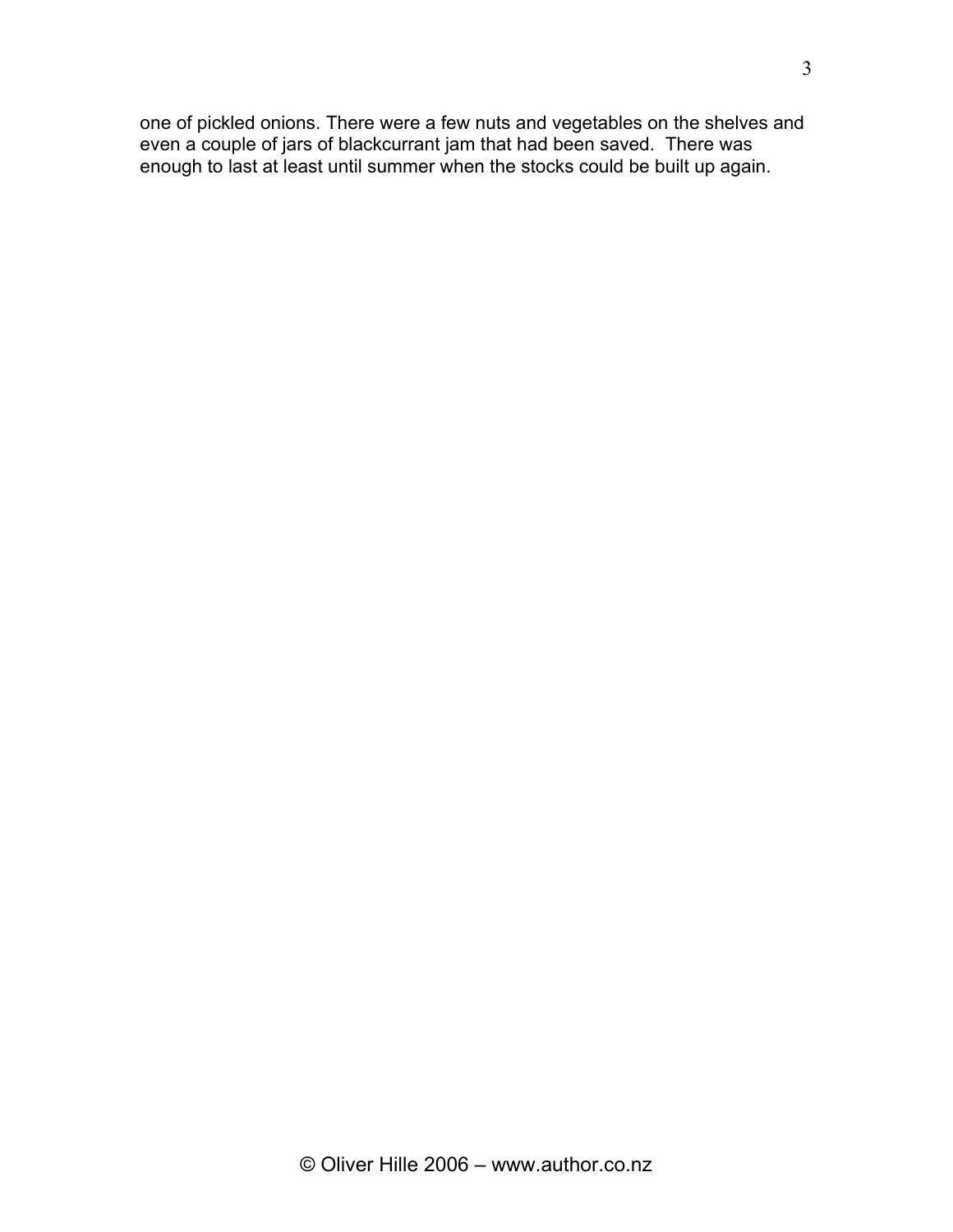one of pickled onions. There were a few nuts and vegetables on the shelves and even a couple of jars of blackcurrant jam that had been saved. There was enough to last at least until summer when the stocks could be built up again.